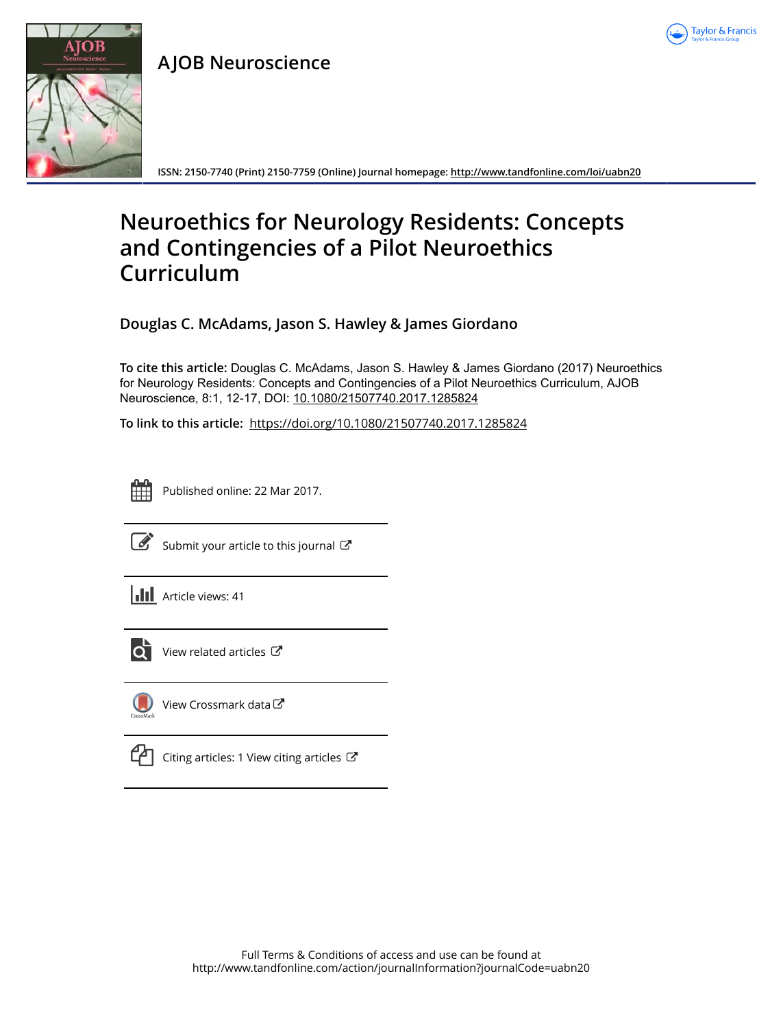# AJOB Neuroscience

ISSN: 2150-7740 (Print) 2150-7759 (Online) Journal homepage: http://www.tandfonline.com/loi/uabn20

# Neuroethics for Neurology Residents: Concepts and Contingencies of a Pilot Neuroethics Curriculum

**Douglas C. McAdams, Jason S. Hawley & James Giordano**

**To cite this article:** Douglas C. McAdams, Jason S. Hawley & James Giordano (2017) Neuroethics for Neurology Residents: Concepts and Contingencies of a Pilot Neuroethics Curriculum, AJOB Neuroscience, 8:1, 12-17, DOI: 10.1080/21507740.2017.1285824

**To link to this article:** https://doi.org/10.1080/21507740.2017.1285824

Published online: 22 Mar 2017.

Submit your article to this journal

Article views: 41

View related articles

View Crossmark data

Citing articles: 1 View citing articles

Full Terms & Conditions of access and use can be found at
http://www.tandfonline.com/action/journalInformation?journalCode=uabn20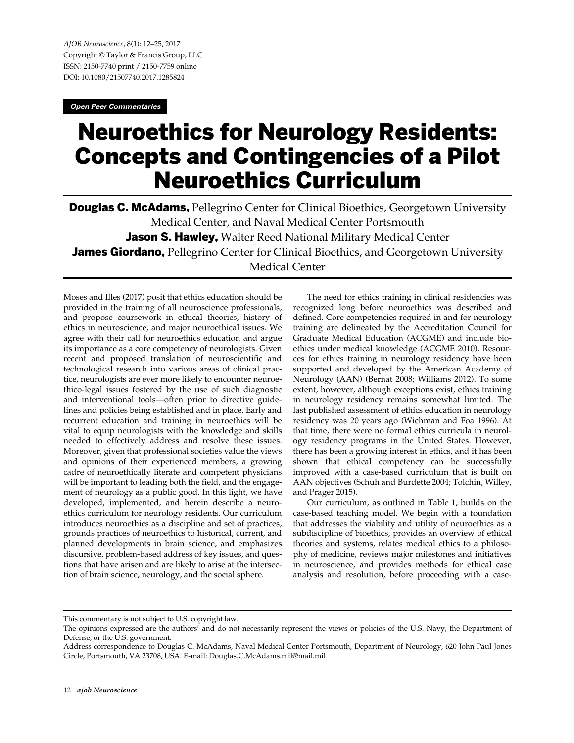*Open Peer Commentaries*

# Neuroethics for Neurology Residents: Concepts and Contingencies of a Pilot Neuroethics Curriculum

**Douglas C. McAdams,** Pellegrino Center for Clinical Bioethics, Georgetown University Medical Center, and Naval Medical Center Portsmouth
**Jason S. Hawley,** Walter Reed National Military Medical Center
**James Giordano,** Pellegrino Center for Clinical Bioethics, and Georgetown University Medical Center

Moses and Illes (2017) posit that ethics education should be provided in the training of all neuroscience professionals, and propose coursework in ethical theories, history of ethics in neuroscience, and major neuroethical issues. We agree with their call for neuroethics education and argue its importance as a core competency of neurologists. Given recent and proposed translation of neuroscientific and technological research into various areas of clinical practice, neurologists are ever more likely to encounter neuroethico-legal issues fostered by the use of such diagnostic and interventional tools—often prior to directive guidelines and policies being established and in place. Early and recurrent education and training in neuroethics will be vital to equip neurologists with the knowledge and skills needed to effectively address and resolve these issues. Moreover, given that professional societies value the views and opinions of their experienced members, a growing cadre of neuroethically literate and competent physicians will be important to leading both the field, and the engagement of neurology as a public good. In this light, we have developed, implemented, and herein describe a neuroethics curriculum for neurology residents. Our curriculum introduces neuroethics as a discipline and set of practices, grounds practices of neuroethics to historical, current, and planned developments in brain science, and emphasizes discursive, problem-based address of key issues, and questions that have arisen and are likely to arise at the intersection of brain science, neurology, and the social sphere.

The need for ethics training in clinical residencies was recognized long before neuroethics was described and defined. Core competencies required in and for neurology training are delineated by the Accreditation Council for Graduate Medical Education (ACGME) and include bioethics under medical knowledge (ACGME 2010). Resources for ethics training in neurology residency have been supported and developed by the American Academy of Neurology (AAN) (Bernat 2008; Williams 2012). To some extent, however, although exceptions exist, ethics training in neurology residency remains somewhat limited. The last published assessment of ethics education in neurology residency was 20 years ago (Wichman and Foa 1996). At that time, there were no formal ethics curricula in neurology residency programs in the United States. However, there has been a growing interest in ethics, and it has been shown that ethical competency can be successfully improved with a case-based curriculum that is built on AAN objectives (Schuh and Burdette 2004; Tolchin, Willey, and Prager 2015).

Our curriculum, as outlined in Table 1, builds on the case-based teaching model. We begin with a foundation that addresses the viability and utility of neuroethics as a subdiscipline of bioethics, provides an overview of ethical theories and systems, relates medical ethics to a philosophy of medicine, reviews major milestones and initiatives in neuroscience, and provides methods for ethical case analysis and resolution, before proceeding with a case-

This commentary is not subject to U.S. copyright law.

The opinions expressed are the authors' and do not necessarily represent the views or policies of the U.S. Navy, the Department of Defense, or the U.S. government.

Address correspondence to Douglas C. McAdams, Naval Medical Center Portsmouth, Department of Neurology, 620 John Paul Jones Circle, Portsmouth, VA 23708, USA. E-mail: Douglas.C.McAdams.mil@mail.mil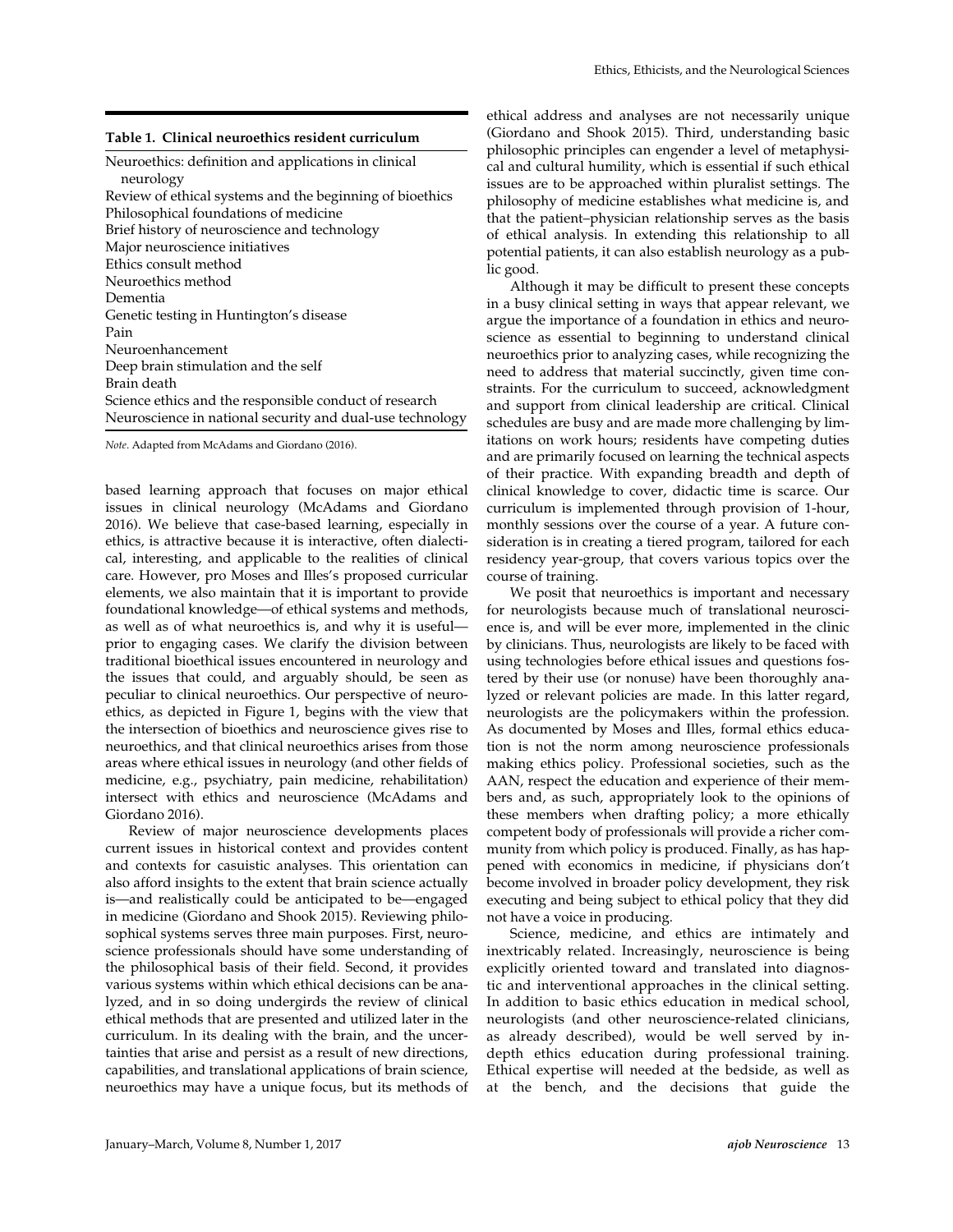**Table 1. Clinical neuroethics resident curriculum**

| |
|---|
| Neuroethics: definition and applications in clinical neurology |
| Review of ethical systems and the beginning of bioethics |
| Philosophical foundations of medicine |
| Brief history of neuroscience and technology |
| Major neuroscience initiatives |
| Ethics consult method |
| Neuroethics method |
| Dementia |
| Genetic testing in Huntington's disease |
| Pain |
| Neuroenhancement |
| Deep brain stimulation and the self |
| Brain death |
| Science ethics and the responsible conduct of research |
| Neuroscience in national security and dual-use technology |

*Note*. Adapted from McAdams and Giordano (2016).

based learning approach that focuses on major ethical issues in clinical neurology (McAdams and Giordano 2016). We believe that case-based learning, especially in ethics, is attractive because it is interactive, often dialectical, interesting, and applicable to the realities of clinical care. However, pro Moses and Illes's proposed curricular elements, we also maintain that it is important to provide foundational knowledge—of ethical systems and methods, as well as of what neuroethics is, and why it is useful—prior to engaging cases. We clarify the division between traditional bioethical issues encountered in neurology and the issues that could, and arguably should, be seen as peculiar to clinical neuroethics. Our perspective of neuroethics, as depicted in Figure 1, begins with the view that the intersection of bioethics and neuroscience gives rise to neuroethics, and that clinical neuroethics arises from those areas where ethical issues in neurology (and other fields of medicine, e.g., psychiatry, pain medicine, rehabilitation) intersect with ethics and neuroscience (McAdams and Giordano 2016).

Review of major neuroscience developments places current issues in historical context and provides content and contexts for casuistic analyses. This orientation can also afford insights to the extent that brain science actually is—and realistically could be anticipated to be—engaged in medicine (Giordano and Shook 2015). Reviewing philosophical systems serves three main purposes. First, neuroscience professionals should have some understanding of the philosophical basis of their field. Second, it provides various systems within which ethical decisions can be analyzed, and in so doing undergirds the review of clinical ethical methods that are presented and utilized later in the curriculum. In its dealing with the brain, and the uncertainties that arise and persist as a result of new directions, capabilities, and translational applications of brain science, neuroethics may have a unique focus, but its methods of ethical address and analyses are not necessarily unique (Giordano and Shook 2015). Third, understanding basic philosophic principles can engender a level of metaphysical and cultural humility, which is essential if such ethical issues are to be approached within pluralist settings. The philosophy of medicine establishes what medicine is, and that the patient–physician relationship serves as the basis of ethical analysis. In extending this relationship to all potential patients, it can also establish neurology as a public good.

Although it may be difficult to present these concepts in a busy clinical setting in ways that appear relevant, we argue the importance of a foundation in ethics and neuroscience as essential to beginning to understand clinical neuroethics prior to analyzing cases, while recognizing the need to address that material succinctly, given time constraints. For the curriculum to succeed, acknowledgment and support from clinical leadership are critical. Clinical schedules are busy and are made more challenging by limitations on work hours; residents have competing duties and are primarily focused on learning the technical aspects of their practice. With expanding breadth and depth of clinical knowledge to cover, didactic time is scarce. Our curriculum is implemented through provision of 1-hour, monthly sessions over the course of a year. A future consideration is in creating a tiered program, tailored for each residency year-group, that covers various topics over the course of training.

We posit that neuroethics is important and necessary for neurologists because much of translational neuroscience is, and will be ever more, implemented in the clinic by clinicians. Thus, neurologists are likely to be faced with using technologies before ethical issues and questions fostered by their use (or nonuse) have been thoroughly analyzed or relevant policies are made. In this latter regard, neurologists are the policymakers within the profession. As documented by Moses and Illes, formal ethics education is not the norm among neuroscience professionals making ethics policy. Professional societies, such as the AAN, respect the education and experience of their members and, as such, appropriately look to the opinions of these members when drafting policy; a more ethically competent body of professionals will provide a richer community from which policy is produced. Finally, as has happened with economics in medicine, if physicians don't become involved in broader policy development, they risk executing and being subject to ethical policy that they did not have a voice in producing.

Science, medicine, and ethics are intimately and inextricably related. Increasingly, neuroscience is being explicitly oriented toward and translated into diagnostic and interventional approaches in the clinical setting. In addition to basic ethics education in medical school, neurologists (and other neuroscience-related clinicians, as already described), would be well served by in-depth ethics education during professional training. Ethical expertise will needed at the bedside, as well as at the bench, and the decisions that guide the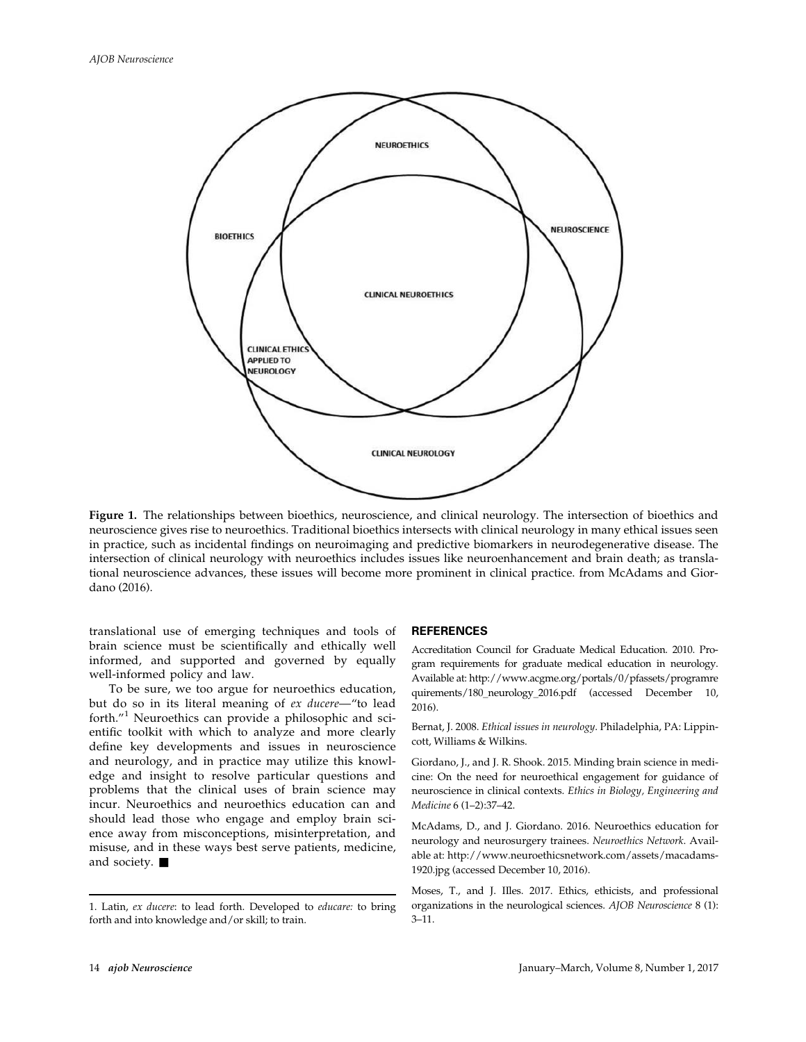NEUROETHICS

BIOETHICS

NEUROSCIENCE

CLINICAL NEUROETHICS

CLINICAL ETHICS APPLIED TO NEUROLOGY

CLINICAL NEUROLOGY

**Figure 1.** The relationships between bioethics, neuroscience, and clinical neurology. The intersection of bioethics and neuroscience gives rise to neuroethics. Traditional bioethics intersects with clinical neurology in many ethical issues seen in practice, such as incidental findings on neuroimaging and predictive biomarkers in neurodegenerative disease. The intersection of clinical neurology with neuroethics includes issues like neuroenhancement and brain death; as translational neuroscience advances, these issues will become more prominent in clinical practice. from McAdams and Giordano (2016).

translational use of emerging techniques and tools of brain science must be scientifically and ethically well informed, and supported and governed by equally well-informed policy and law.

To be sure, we too argue for neuroethics education, but do so in its literal meaning of *ex ducere*—"to lead forth."[1] Neuroethics can provide a philosophic and scientific toolkit with which to analyze and more clearly define key developments and issues in neuroscience and neurology, and in practice may utilize this knowledge and insight to resolve particular questions and problems that the clinical uses of brain science may incur. Neuroethics and neuroethics education can and should lead those who engage and employ brain science away from misconceptions, misinterpretation, and misuse, and in these ways best serve patients, medicine, and society. ■

1. Latin, *ex ducere*: to lead forth. Developed to *educare:* to bring forth and into knowledge and/or skill; to train.

## REFERENCES

Accreditation Council for Graduate Medical Education. 2010. Program requirements for graduate medical education in neurology. Available at: http://www.acgme.org/portals/0/pfassets/programrequirements/180_neurology_2016.pdf (accessed December 10, 2016).

Bernat, J. 2008. *Ethical issues in neurology*. Philadelphia, PA: Lippincott, Williams & Wilkins.

Giordano, J., and J. R. Shook. 2015. Minding brain science in medicine: On the need for neuroethical engagement for guidance of neuroscience in clinical contexts. *Ethics in Biology, Engineering and Medicine* 6 (1–2):37–42.

McAdams, D., and J. Giordano. 2016. Neuroethics education for neurology and neurosurgery trainees. *Neuroethics Network*. Available at: http://www.neuroethicsnetwork.com/assets/macadams-1920.jpg (accessed December 10, 2016).

Moses, T., and J. Illes. 2017. Ethics, ethicists, and professional organizations in the neurological sciences. *AJOB Neuroscience* 8 (1): 3–11.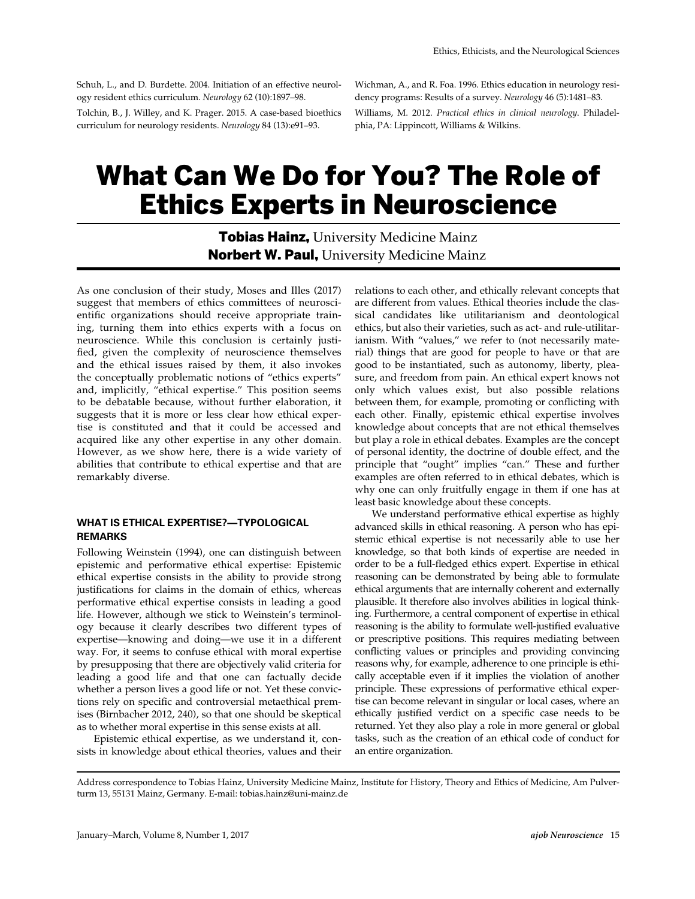Schuh, L., and D. Burdette. 2004. Initiation of an effective neurology resident ethics curriculum. *Neurology* 62 (10):1897–98.

Tolchin, B., J. Willey, and K. Prager. 2015. A case-based bioethics curriculum for neurology residents. *Neurology* 84 (13):e91–93.

Wichman, A., and R. Foa. 1996. Ethics education in neurology residency programs: Results of a survey. *Neurology* 46 (5):1481–83.

Williams, M. 2012. *Practical ethics in clinical neurology*. Philadelphia, PA: Lippincott, Williams & Wilkins.

# What Can We Do for You? The Role of Ethics Experts in Neuroscience

**Tobias Hainz,** University Medicine Mainz
**Norbert W. Paul,** University Medicine Mainz

As one conclusion of their study, Moses and Illes (2017) suggest that members of ethics committees of neuroscientific organizations should receive appropriate training, turning them into ethics experts with a focus on neuroscience. While this conclusion is certainly justified, given the complexity of neuroscience themselves and the ethical issues raised by them, it also invokes the conceptually problematic notions of "ethics experts" and, implicitly, "ethical expertise." This position seems to be debatable because, without further elaboration, it suggests that it is more or less clear how ethical expertise is constituted and that it could be accessed and acquired like any other expertise in any other domain. However, as we show here, there is a wide variety of abilities that contribute to ethical expertise and that are remarkably diverse.

## WHAT IS ETHICAL EXPERTISE?—TYPOLOGICAL REMARKS

Following Weinstein (1994), one can distinguish between epistemic and performative ethical expertise: Epistemic ethical expertise consists in the ability to provide strong justifications for claims in the domain of ethics, whereas performative ethical expertise consists in leading a good life. However, although we stick to Weinstein's terminology because it clearly describes two different types of expertise—knowing and doing—we use it in a different way. For, it seems to confuse ethical with moral expertise by presupposing that there are objectively valid criteria for leading a good life and that one can factually decide whether a person lives a good life or not. Yet these convictions rely on specific and controversial metaethical premises (Birnbacher 2012, 240), so that one should be skeptical as to whether moral expertise in this sense exists at all.

Epistemic ethical expertise, as we understand it, consists in knowledge about ethical theories, values and their relations to each other, and ethically relevant concepts that are different from values. Ethical theories include the classical candidates like utilitarianism and deontological ethics, but also their varieties, such as act- and rule-utilitarianism. With "values," we refer to (not necessarily material) things that are good for people to have or that are good to be instantiated, such as autonomy, liberty, pleasure, and freedom from pain. An ethical expert knows not only which values exist, but also possible relations between them, for example, promoting or conflicting with each other. Finally, epistemic ethical expertise involves knowledge about concepts that are not ethical themselves but play a role in ethical debates. Examples are the concept of personal identity, the doctrine of double effect, and the principle that "ought" implies "can." These and further examples are often referred to in ethical debates, which is why one can only fruitfully engage in them if one has at least basic knowledge about these concepts.

We understand performative ethical expertise as highly advanced skills in ethical reasoning. A person who has epistemic ethical expertise is not necessarily able to use her knowledge, so that both kinds of expertise are needed in order to be a full-fledged ethics expert. Expertise in ethical reasoning can be demonstrated by being able to formulate ethical arguments that are internally coherent and externally plausible. It therefore also involves abilities in logical thinking. Furthermore, a central component of expertise in ethical reasoning is the ability to formulate well-justified evaluative or prescriptive positions. This requires mediating between conflicting values or principles and providing convincing reasons why, for example, adherence to one principle is ethically acceptable even if it implies the violation of another principle. These expressions of performative ethical expertise can become relevant in singular or local cases, where an ethically justified verdict on a specific case needs to be returned. Yet they also play a role in more general or global tasks, such as the creation of an ethical code of conduct for an entire organization.

Address correspondence to Tobias Hainz, University Medicine Mainz, Institute for History, Theory and Ethics of Medicine, Am Pulverturm 13, 55131 Mainz, Germany. E-mail: tobias.hainz@uni-mainz.de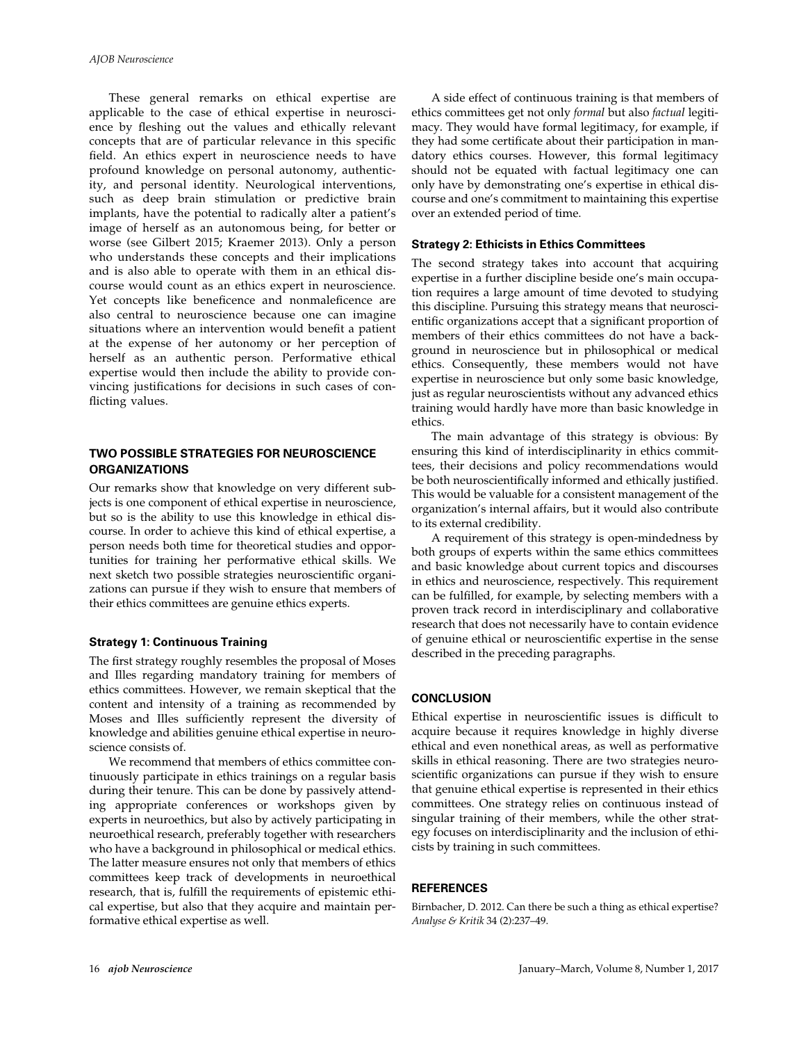These general remarks on ethical expertise are applicable to the case of ethical expertise in neuroscience by fleshing out the values and ethically relevant concepts that are of particular relevance in this specific field. An ethics expert in neuroscience needs to have profound knowledge on personal autonomy, authenticity, and personal identity. Neurological interventions, such as deep brain stimulation or predictive brain implants, have the potential to radically alter a patient's image of herself as an autonomous being, for better or worse (see Gilbert 2015; Kraemer 2013). Only a person who understands these concepts and their implications and is also able to operate with them in an ethical discourse would count as an ethics expert in neuroscience. Yet concepts like beneficence and nonmaleficence are also central to neuroscience because one can imagine situations where an intervention would benefit a patient at the expense of her autonomy or her perception of herself as an authentic person. Performative ethical expertise would then include the ability to provide convincing justifications for decisions in such cases of conflicting values.

## TWO POSSIBLE STRATEGIES FOR NEUROSCIENCE ORGANIZATIONS

Our remarks show that knowledge on very different subjects is one component of ethical expertise in neuroscience, but so is the ability to use this knowledge in ethical discourse. In order to achieve this kind of ethical expertise, a person needs both time for theoretical studies and opportunities for training her performative ethical skills. We next sketch two possible strategies neuroscientific organizations can pursue if they wish to ensure that members of their ethics committees are genuine ethics experts.

### Strategy 1: Continuous Training

The first strategy roughly resembles the proposal of Moses and Illes regarding mandatory training for members of ethics committees. However, we remain skeptical that the content and intensity of a training as recommended by Moses and Illes sufficiently represent the diversity of knowledge and abilities genuine ethical expertise in neuroscience consists of.

We recommend that members of ethics committee continuously participate in ethics trainings on a regular basis during their tenure. This can be done by passively attending appropriate conferences or workshops given by experts in neuroethics, but also by actively participating in neuroethical research, preferably together with researchers who have a background in philosophical or medical ethics. The latter measure ensures not only that members of ethics committees keep track of developments in neuroethical research, that is, fulfill the requirements of epistemic ethical expertise, but also that they acquire and maintain performative ethical expertise as well.

A side effect of continuous training is that members of ethics committees get not only *formal* but also *factual* legitimacy. They would have formal legitimacy, for example, if they had some certificate about their participation in mandatory ethics courses. However, this formal legitimacy should not be equated with factual legitimacy one can only have by demonstrating one's expertise in ethical discourse and one's commitment to maintaining this expertise over an extended period of time.

### Strategy 2: Ethicists in Ethics Committees

The second strategy takes into account that acquiring expertise in a further discipline beside one's main occupation requires a large amount of time devoted to studying this discipline. Pursuing this strategy means that neuroscientific organizations accept that a significant proportion of members of their ethics committees do not have a background in neuroscience but in philosophical or medical ethics. Consequently, these members would not have expertise in neuroscience but only some basic knowledge, just as regular neuroscientists without any advanced ethics training would hardly have more than basic knowledge in ethics.

The main advantage of this strategy is obvious: By ensuring this kind of interdisciplinarity in ethics committees, their decisions and policy recommendations would be both neuroscientifically informed and ethically justified. This would be valuable for a consistent management of the organization's internal affairs, but it would also contribute to its external credibility.

A requirement of this strategy is open-mindedness by both groups of experts within the same ethics committees and basic knowledge about current topics and discourses in ethics and neuroscience, respectively. This requirement can be fulfilled, for example, by selecting members with a proven track record in interdisciplinary and collaborative research that does not necessarily have to contain evidence of genuine ethical or neuroscientific expertise in the sense described in the preceding paragraphs.

## CONCLUSION

Ethical expertise in neuroscientific issues is difficult to acquire because it requires knowledge in highly diverse ethical and even nonethical areas, as well as performative skills in ethical reasoning. There are two strategies neuroscientific organizations can pursue if they wish to ensure that genuine ethical expertise is represented in their ethics committees. One strategy relies on continuous instead of singular training of their members, while the other strategy focuses on interdisciplinarity and the inclusion of ethicists by training in such committees.

## REFERENCES

Birnbacher, D. 2012. Can there be such a thing as ethical expertise? *Analyse & Kritik* 34 (2):237–49.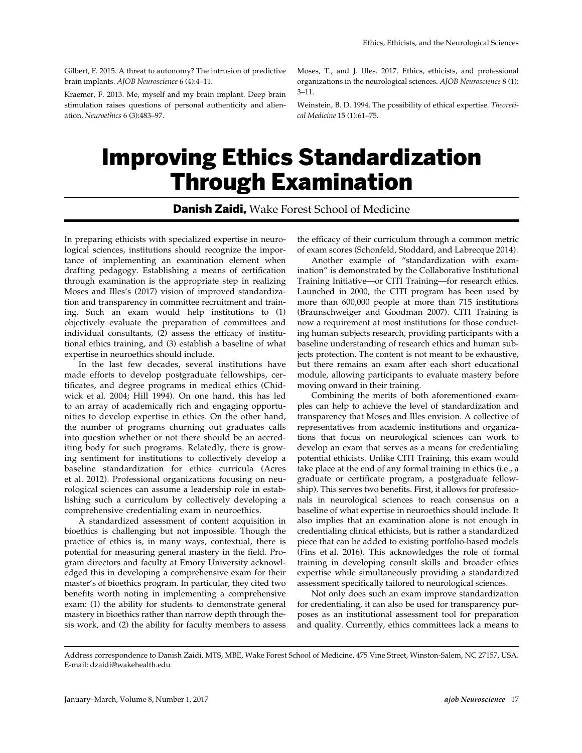Gilbert, F. 2015. A threat to autonomy? The intrusion of predictive brain implants. *AJOB Neuroscience* 6 (4):4–11.

Kraemer, F. 2013. Me, myself and my brain implant. Deep brain stimulation raises questions of personal authenticity and alienation. *Neuroethics* 6 (3):483–97.

Moses, T., and J. Illes. 2017. Ethics, ethicists, and professional organizations in the neurological sciences. *AJOB Neuroscience* 8 (1): 3–11.

Weinstein, B. D. 1994. The possibility of ethical expertise. *Theoretical Medicine* 15 (1):61–75.

# Improving Ethics Standardization Through Examination

**Danish Zaidi,** Wake Forest School of Medicine

In preparing ethicists with specialized expertise in neurological sciences, institutions should recognize the importance of implementing an examination element when drafting pedagogy. Establishing a means of certification through examination is the appropriate step in realizing Moses and Illes's (2017) vision of improved standardization and transparency in committee recruitment and training. Such an exam would help institutions to (1) objectively evaluate the preparation of committees and individual consultants, (2) assess the efficacy of institutional ethics training, and (3) establish a baseline of what expertise in neuroethics should include.

In the last few decades, several institutions have made efforts to develop postgraduate fellowships, certificates, and degree programs in medical ethics (Chidwick et al. 2004; Hill 1994). On one hand, this has led to an array of academically rich and engaging opportunities to develop expertise in ethics. On the other hand, the number of programs churning out graduates calls into question whether or not there should be an accrediting body for such programs. Relatedly, there is growing sentiment for institutions to collectively develop a baseline standardization for ethics curricula (Acres et al. 2012). Professional organizations focusing on neurological sciences can assume a leadership role in establishing such a curriculum by collectively developing a comprehensive credentialing exam in neuroethics.

A standardized assessment of content acquisition in bioethics is challenging but not impossible. Though the practice of ethics is, in many ways, contextual, there is potential for measuring general mastery in the field. Program directors and faculty at Emory University acknowledged this in developing a comprehensive exam for their master's of bioethics program. In particular, they cited two benefits worth noting in implementing a comprehensive exam: (1) the ability for students to demonstrate general mastery in bioethics rather than narrow depth through thesis work, and (2) the ability for faculty members to assess the efficacy of their curriculum through a common metric of exam scores (Schonfeld, Stoddard, and Labrecque 2014).

Another example of "standardization with examination" is demonstrated by the Collaborative Institutional Training Initiative—or CITI Training—for research ethics. Launched in 2000, the CITI program has been used by more than 600,000 people at more than 715 institutions (Braunschweiger and Goodman 2007). CITI Training is now a requirement at most institutions for those conducting human subjects research, providing participants with a baseline understanding of research ethics and human subjects protection. The content is not meant to be exhaustive, but there remains an exam after each short educational module, allowing participants to evaluate mastery before moving onward in their training.

Combining the merits of both aforementioned examples can help to achieve the level of standardization and transparency that Moses and Illes envision. A collective of representatives from academic institutions and organizations that focus on neurological sciences can work to develop an exam that serves as a means for credentialing potential ethicists. Unlike CITI Training, this exam would take place at the end of any formal training in ethics (i.e., a graduate or certificate program, a postgraduate fellowship). This serves two benefits. First, it allows for professionals in neurological sciences to reach consensus on a baseline of what expertise in neuroethics should include. It also implies that an examination alone is not enough in credentialing clinical ethicists, but is rather a standardized piece that can be added to existing portfolio-based models (Fins et al. 2016). This acknowledges the role of formal training in developing consult skills and broader ethics expertise while simultaneously providing a standardized assessment specifically tailored to neurological sciences.

Not only does such an exam improve standardization for credentialing, it can also be used for transparency purposes as an institutional assessment tool for preparation and quality. Currently, ethics committees lack a means to

---

Address correspondence to Danish Zaidi, MTS, MBE, Wake Forest School of Medicine, 475 Vine Street, Winston-Salem, NC 27157, USA. E-mail: dzaidi@wakehealth.edu